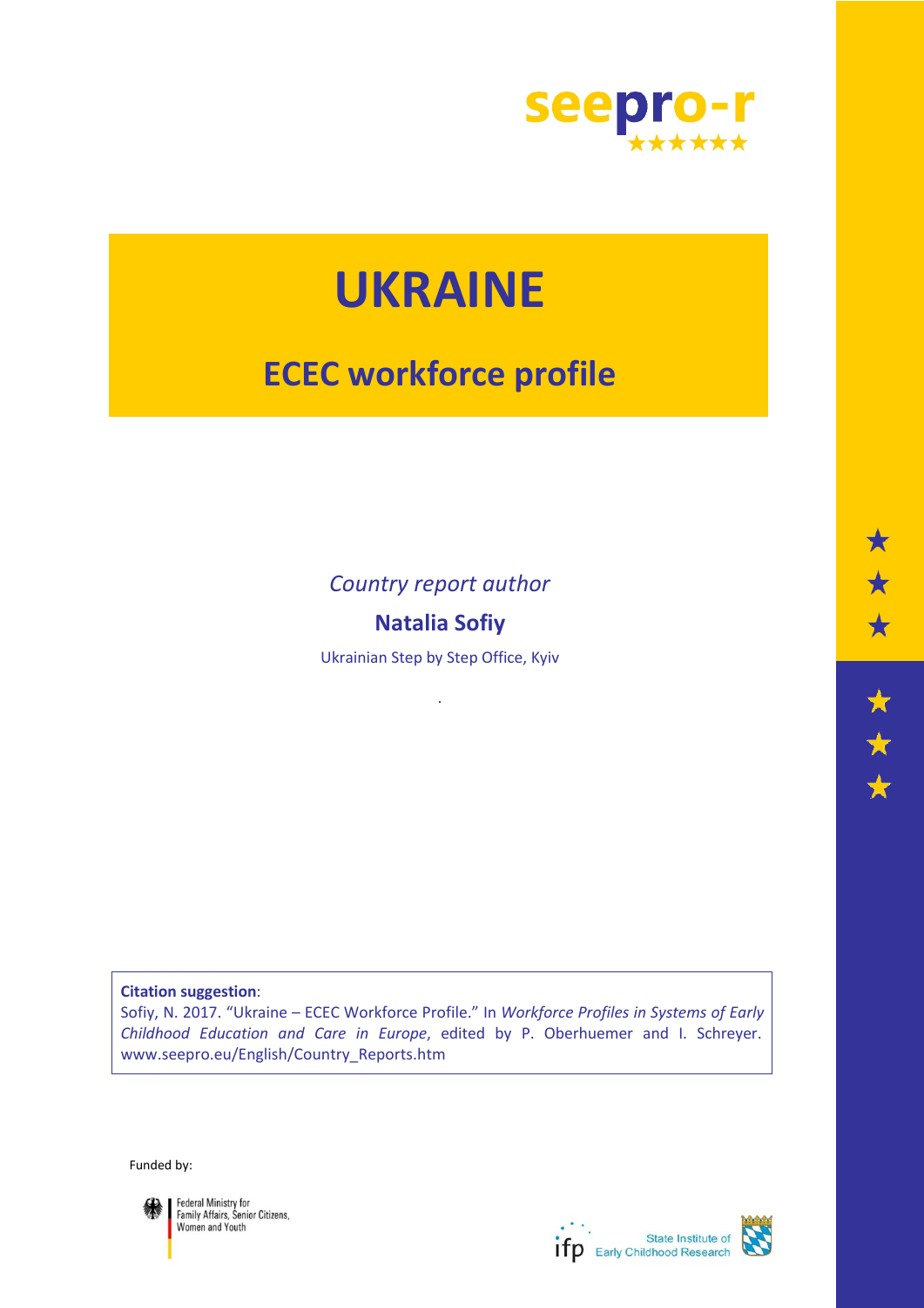seepro-r

# UKRAINE

## ECEC workforce profile

*Country report author*

**Natalia Sofiy**

Ukrainian Step by Step Office, Kyiv

**Citation suggestion**:
Sofiy, N. 2017. "Ukraine – ECEC Workforce Profile." In *Workforce Profiles in Systems of Early Childhood Education and Care in Europe*, edited by P. Oberhuemer and I. Schreyer. www.seepro.eu/English/Country_Reports.htm

Funded by:

Federal Ministry for Family Affairs, Senior Citizens, Women and Youth

ifp State Institute of Early Childhood Research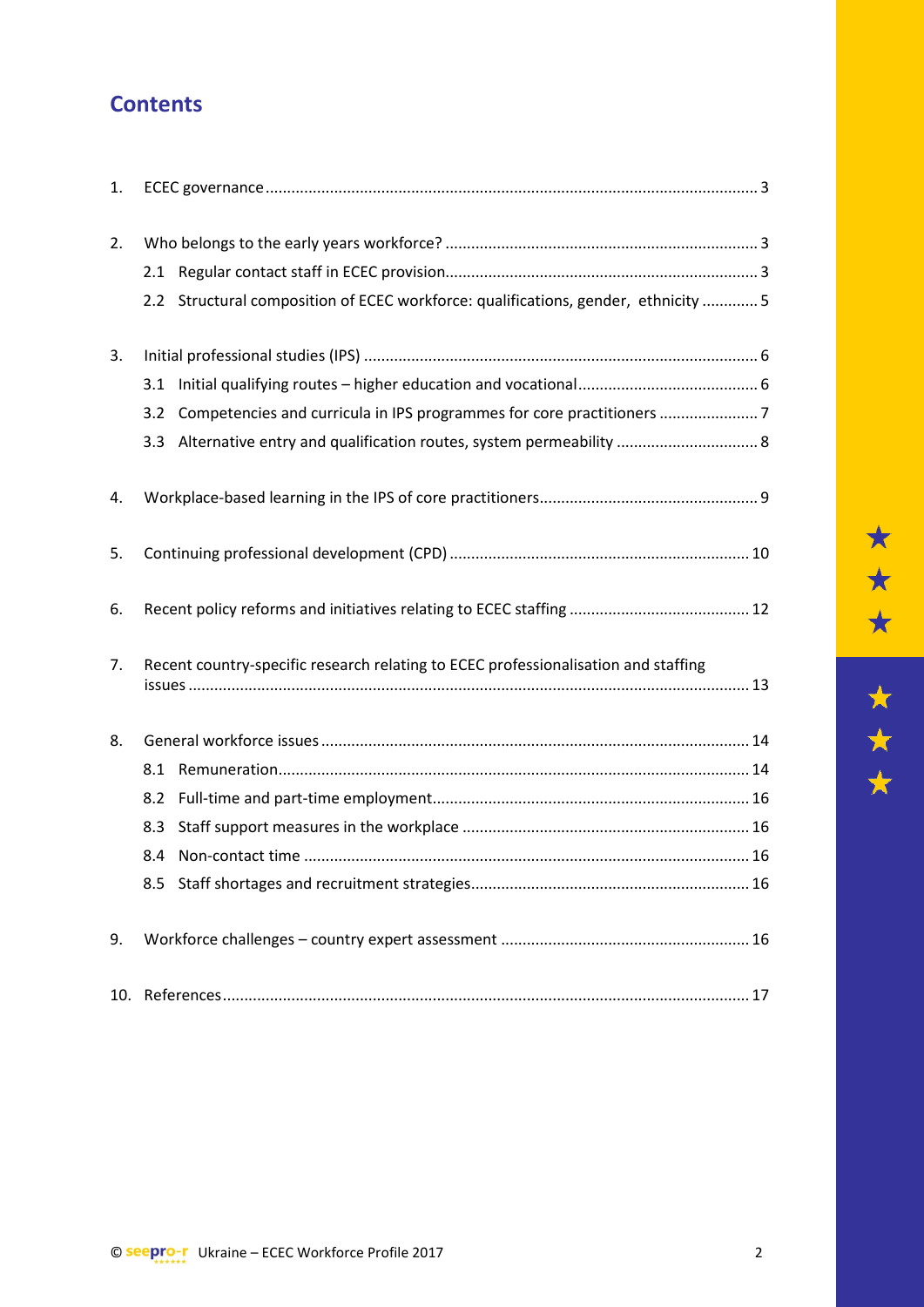# Contents

1. ECEC governance ... 3
2. Who belongs to the early years workforce? ... 3
   - 2.1 Regular contact staff in ECEC provision ... 3
   - 2.2 Structural composition of ECEC workforce: qualifications, gender, ethnicity ... 5
3. Initial professional studies (IPS) ... 6
   - 3.1 Initial qualifying routes – higher education and vocational ... 6
   - 3.2 Competencies and curricula in IPS programmes for core practitioners ... 7
   - 3.3 Alternative entry and qualification routes, system permeability ... 8
4. Workplace-based learning in the IPS of core practitioners ... 9
5. Continuing professional development (CPD) ... 10
6. Recent policy reforms and initiatives relating to ECEC staffing ... 12
7. Recent country-specific research relating to ECEC professionalisation and staffing issues ... 13
8. General workforce issues ... 14
   - 8.1 Remuneration ... 14
   - 8.2 Full-time and part-time employment ... 16
   - 8.3 Staff support measures in the workplace ... 16
   - 8.4 Non-contact time ... 16
   - 8.5 Staff shortages and recruitment strategies ... 16
9. Workforce challenges – country expert assessment ... 16
10. References ... 17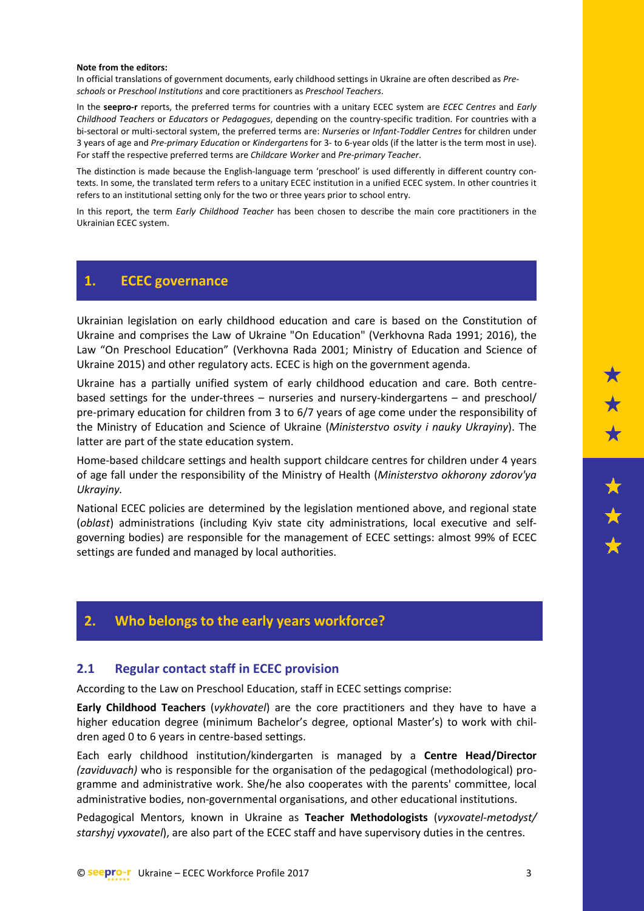**Note from the editors:**

In official translations of government documents, early childhood settings in Ukraine are often described as *Pre-schools* or *Preschool Institutions* and core practitioners as *Preschool Teachers*.

In the **seepro-r** reports, the preferred terms for countries with a unitary ECEC system are *ECEC Centres* and *Early Childhood Teachers* or *Educators* or *Pedagogues*, depending on the country-specific tradition. For countries with a bi-sectoral or multi-sectoral system, the preferred terms are: *Nurseries* or *Infant-Toddler Centres* for children under 3 years of age and *Pre-primary Education* or *Kindergartens* for 3- to 6-year olds (if the latter is the term most in use). For staff the respective preferred terms are *Childcare Worker* and *Pre-primary Teacher*.

The distinction is made because the English-language term 'preschool' is used differently in different country contexts. In some, the translated term refers to a unitary ECEC institution in a unified ECEC system. In other countries it refers to an institutional setting only for the two or three years prior to school entry.

In this report, the term *Early Childhood Teacher* has been chosen to describe the main core practitioners in the Ukrainian ECEC system.

## 1. ECEC governance

Ukrainian legislation on early childhood education and care is based on the Constitution of Ukraine and comprises the Law of Ukraine "On Education" (Verkhovna Rada 1991; 2016), the Law "On Preschool Education" (Verkhovna Rada 2001; Ministry of Education and Science of Ukraine 2015) and other regulatory acts. ECEC is high on the government agenda.

Ukraine has a partially unified system of early childhood education and care. Both centre-based settings for the under-threes – nurseries and nursery-kindergartens – and preschool/ pre-primary education for children from 3 to 6/7 years of age come under the responsibility of the Ministry of Education and Science of Ukraine (*Ministerstvo osvity i nauky Ukrayiny*). The latter are part of the state education system.

Home-based childcare settings and health support childcare centres for children under 4 years of age fall under the responsibility of the Ministry of Health (*Ministerstvo okhorony zdorov'ya Ukrayiny.*

National ECEC policies are determined by the legislation mentioned above, and regional state (*oblast*) administrations (including Kyiv state city administrations, local executive and self-governing bodies) are responsible for the management of ECEC settings: almost 99% of ECEC settings are funded and managed by local authorities.

## 2. Who belongs to the early years workforce?

### 2.1 Regular contact staff in ECEC provision

According to the Law on Preschool Education, staff in ECEC settings comprise:

**Early Childhood Teachers** (*vykhovatel*) are the core practitioners and they have to have a higher education degree (minimum Bachelor's degree, optional Master's) to work with children aged 0 to 6 years in centre-based settings.

Each early childhood institution/kindergarten is managed by a **Centre Head/Director** *(zaviduvach)* who is responsible for the organisation of the pedagogical (methodological) programme and administrative work. She/he also cooperates with the parents' committee, local administrative bodies, non-governmental organisations, and other educational institutions.

Pedagogical Mentors, known in Ukraine as **Teacher Methodologists** (*vyxovatel-metodyst/ starshyj vyxovatel*), are also part of the ECEC staff and have supervisory duties in the centres.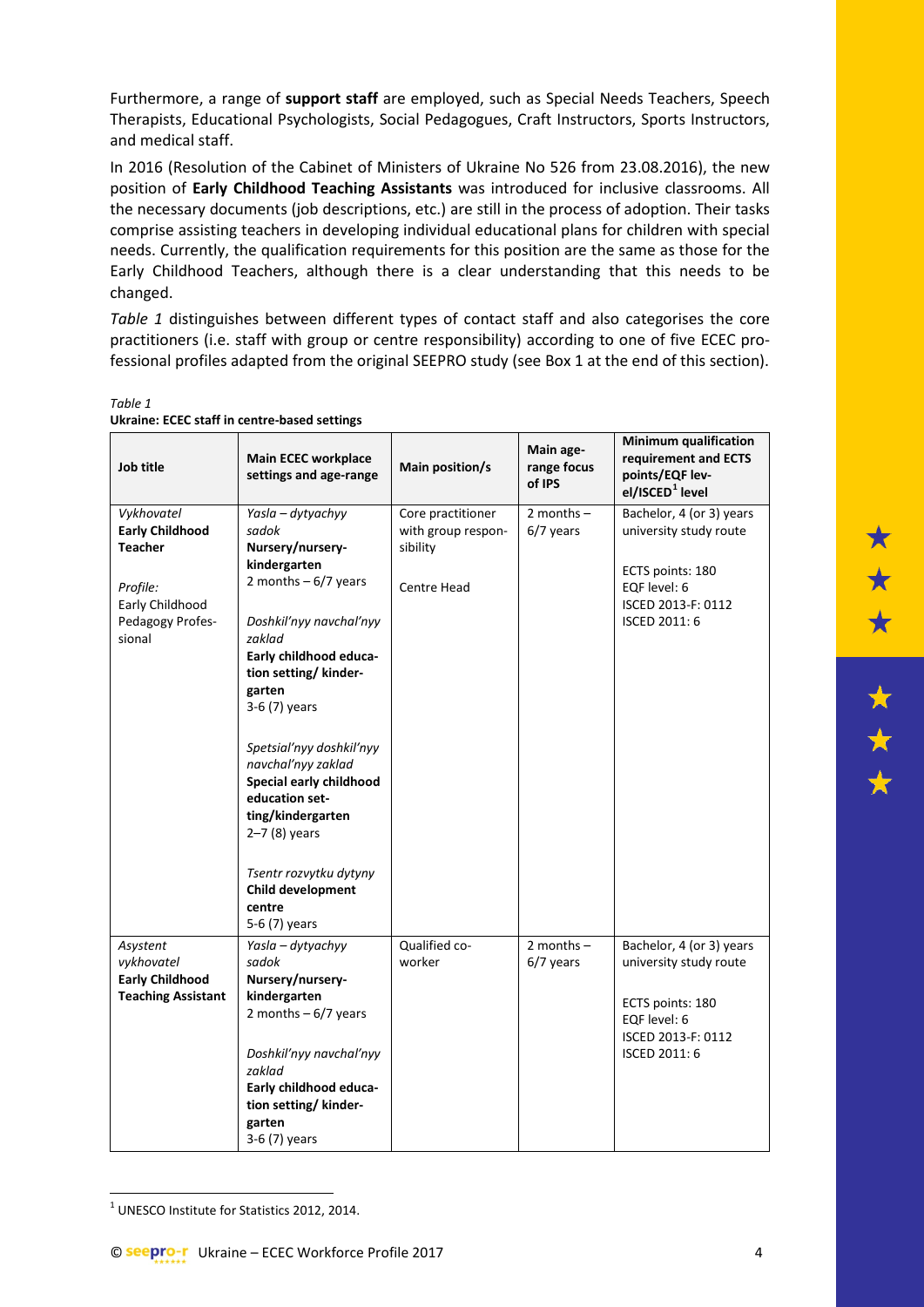Furthermore, a range of **support staff** are employed, such as Special Needs Teachers, Speech Therapists, Educational Psychologists, Social Pedagogues, Craft Instructors, Sports Instructors, and medical staff.

In 2016 (Resolution of the Cabinet of Ministers of Ukraine No 526 from 23.08.2016), the new position of **Early Childhood Teaching Assistants** was introduced for inclusive classrooms. All the necessary documents (job descriptions, etc.) are still in the process of adoption. Their tasks comprise assisting teachers in developing individual educational plans for children with special needs. Currently, the qualification requirements for this position are the same as those for the Early Childhood Teachers, although there is a clear understanding that this needs to be changed.

*Table 1* distinguishes between different types of contact staff and also categorises the core practitioners (i.e. staff with group or centre responsibility) according to one of five ECEC professional profiles adapted from the original SEEPRO study (see Box 1 at the end of this section).

*Table 1*
**Ukraine: ECEC staff in centre-based settings**

| Job title | Main ECEC workplace settings and age-range | Main position/s | Main age-range focus of IPS | Minimum qualification requirement and ECTS points/EQF level/ISCED[1] level |
|---|---|---|---|---|
| *Vykhovatel*<br>**Early Childhood Teacher**<br><br>*Profile:*<br>Early Childhood Pedagogy Professional | *Yasla – dytyachyy sadok*<br>**Nursery/nursery-kindergarten**<br>2 months – 6/7 years<br><br>*Doshkil'nyy navchal'nyy zaklad*<br>**Early childhood education setting/ kindergarten**<br>3-6 (7) years<br><br>*Spetsial'nyy doshkil'nyy navchal'nyy zaklad*<br>**Special early childhood education setting/kindergarten**<br>2–7 (8) years<br><br>*Tsentr rozvytku dytyny*<br>**Child development centre**<br>5-6 (7) years | Core practitioner with group responsibility<br><br>Centre Head | 2 months – 6/7 years | Bachelor, 4 (or 3) years university study route<br><br>ECTS points: 180<br>EQF level: 6<br>ISCED 2013-F: 0112<br>ISCED 2011: 6 |
| *Asystent vykhovatel*<br>**Early Childhood Teaching Assistant** | *Yasla – dytyachyy sadok*<br>**Nursery/nursery-kindergarten**<br>2 months – 6/7 years<br><br>*Doshkil'nyy navchal'nyy zaklad*<br>**Early childhood education setting/ kindergarten**<br>3-6 (7) years | Qualified co-worker | 2 months – 6/7 years | Bachelor, 4 (or 3) years university study route<br><br>ECTS points: 180<br>EQF level: 6<br>ISCED 2013-F: 0112<br>ISCED 2011: 6 |

[1] UNESCO Institute for Statistics 2012, 2014.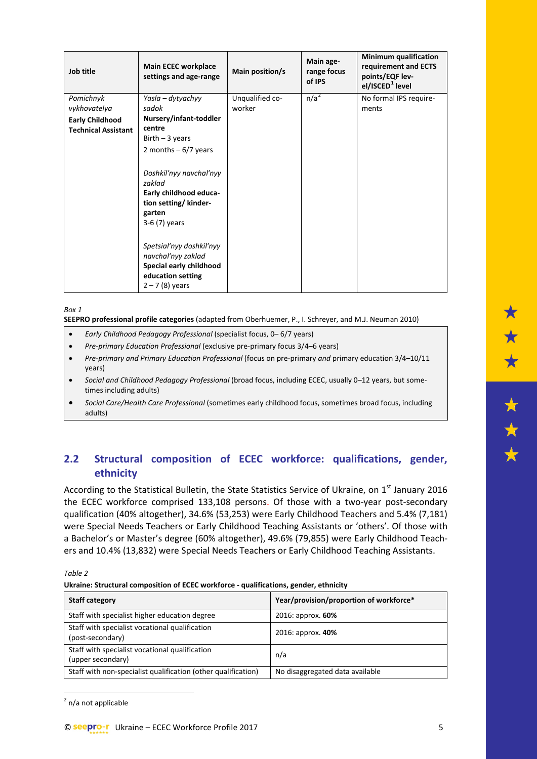| Job title | Main ECEC workplace settings and age-range | Main position/s | Main age-range focus of IPS | Minimum qualification requirement and ECTS points/EQF level/ISCED[1] level |
|---|---|---|---|---|
| *Pomichnyk vykhovatelya*<br>**Early Childhood Technical Assistant** | *Yasla – dytyachyy sadok*<br>**Nursery/infant-toddler centre**<br>Birth – 3 years<br>2 months – 6/7 years<br><br>*Doshkil'nyy navchal'nyy zaklad*<br>**Early childhood education setting/ kindergarten**<br>3-6 (7) years<br><br>*Spetsial'nyy doshkil'nyy navchal'nyy zaklad*<br>**Special early childhood education setting**<br>2 – 7 (8) years | Unqualified co-worker | n/a[2] | No formal IPS requirements |

*Box 1*

**SEEPRO professional profile categories** (adapted from Oberhuemer, P., I. Schreyer, and M.J. Neuman 2010)

- *Early Childhood Pedagogy Professional* (specialist focus, 0– 6/7 years)
- *Pre-primary Education Professional* (exclusive pre-primary focus 3/4–6 years)
- *Pre-primary and Primary Education Professional* (focus on pre-primary *and* primary education 3/4–10/11 years)
- *Social and Childhood Pedagogy Professional* (broad focus, including ECEC, usually 0–12 years, but sometimes including adults)
- *Social Care/Health Care Professional* (sometimes early childhood focus, sometimes broad focus, including adults)

## 2.2 Structural composition of ECEC workforce: qualifications, gender, ethnicity

According to the Statistical Bulletin, the State Statistics Service of Ukraine, on 1st January 2016 the ECEC workforce comprised 133,108 persons. Of those with a two-year post-secondary qualification (40% altogether), 34.6% (53,253) were Early Childhood Teachers and 5.4% (7,181) were Special Needs Teachers or Early Childhood Teaching Assistants or 'others'. Of those with a Bachelor's or Master's degree (60% altogether), 49.6% (79,855) were Early Childhood Teachers and 10.4% (13,832) were Special Needs Teachers or Early Childhood Teaching Assistants.

*Table 2*

**Ukraine: Structural composition of ECEC workforce - qualifications, gender, ethnicity**

| Staff category | Year/provision/proportion of workforce* |
|---|---|
| Staff with specialist higher education degree | 2016: approx. **60%** |
| Staff with specialist vocational qualification (post-secondary) | 2016: approx. **40%** |
| Staff with specialist vocational qualification (upper secondary) | n/a |
| Staff with non-specialist qualification (other qualification) | No disaggregated data available |

[2] n/a not applicable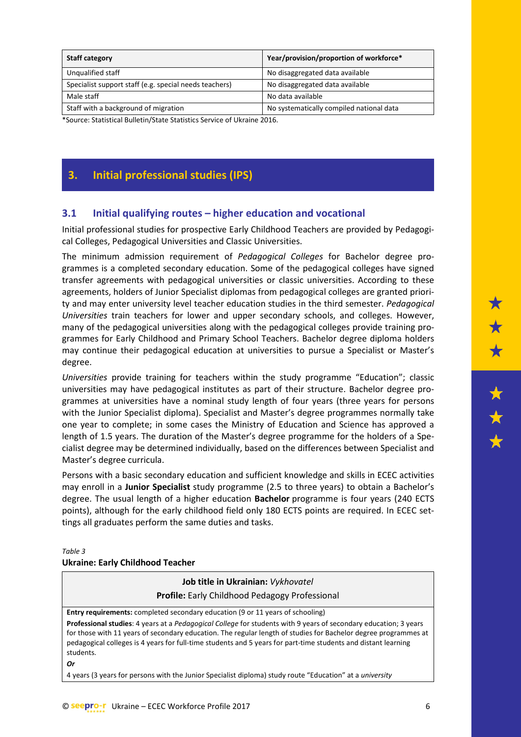| Staff category | Year/provision/proportion of workforce* |
|---|---|
| Unqualified staff | No disaggregated data available |
| Specialist support staff (e.g. special needs teachers) | No disaggregated data available |
| Male staff | No data available |
| Staff with a background of migration | No systematically compiled national data |

*Source: Statistical Bulletin/State Statistics Service of Ukraine 2016.

## 3. Initial professional studies (IPS)

### 3.1 Initial qualifying routes – higher education and vocational

Initial professional studies for prospective Early Childhood Teachers are provided by Pedagogical Colleges, Pedagogical Universities and Classic Universities.

The minimum admission requirement of *Pedagogical Colleges* for Bachelor degree programmes is a completed secondary education. Some of the pedagogical colleges have signed transfer agreements with pedagogical universities or classic universities. According to these agreements, holders of Junior Specialist diplomas from pedagogical colleges are granted priority and may enter university level teacher education studies in the third semester. *Pedagogical Universities* train teachers for lower and upper secondary schools, and colleges. However, many of the pedagogical universities along with the pedagogical colleges provide training programmes for Early Childhood and Primary School Teachers. Bachelor degree diploma holders may continue their pedagogical education at universities to pursue a Specialist or Master's degree.

*Universities* provide training for teachers within the study programme "Education"; classic universities may have pedagogical institutes as part of their structure. Bachelor degree programmes at universities have a nominal study length of four years (three years for persons with the Junior Specialist diploma). Specialist and Master's degree programmes normally take one year to complete; in some cases the Ministry of Education and Science has approved a length of 1.5 years. The duration of the Master's degree programme for the holders of a Specialist degree may be determined individually, based on the differences between Specialist and Master's degree curricula.

Persons with a basic secondary education and sufficient knowledge and skills in ECEC activities may enroll in a **Junior Specialist** study programme (2.5 to three years) to obtain a Bachelor's degree. The usual length of a higher education **Bachelor** programme is four years (240 ECTS points), although for the early childhood field only 180 ECTS points are required. In ECEC settings all graduates perform the same duties and tasks.

*Table 3*
**Ukraine: Early Childhood Teacher**

| **Job title in Ukrainian:** *Vykhovatel*<br>**Profile:** Early Childhood Pedagogy Professional |
|---|
| **Entry requirements:** completed secondary education (9 or 11 years of schooling)<br>**Professional studies**: 4 years at a *Pedagogical College* for students with 9 years of secondary education; 3 years for those with 11 years of secondary education. The regular length of studies for Bachelor degree programmes at pedagogical colleges is 4 years for full-time students and 5 years for part-time students and distant learning students.<br>***Or***<br>4 years (3 years for persons with the Junior Specialist diploma) study route "Education" at a *university* |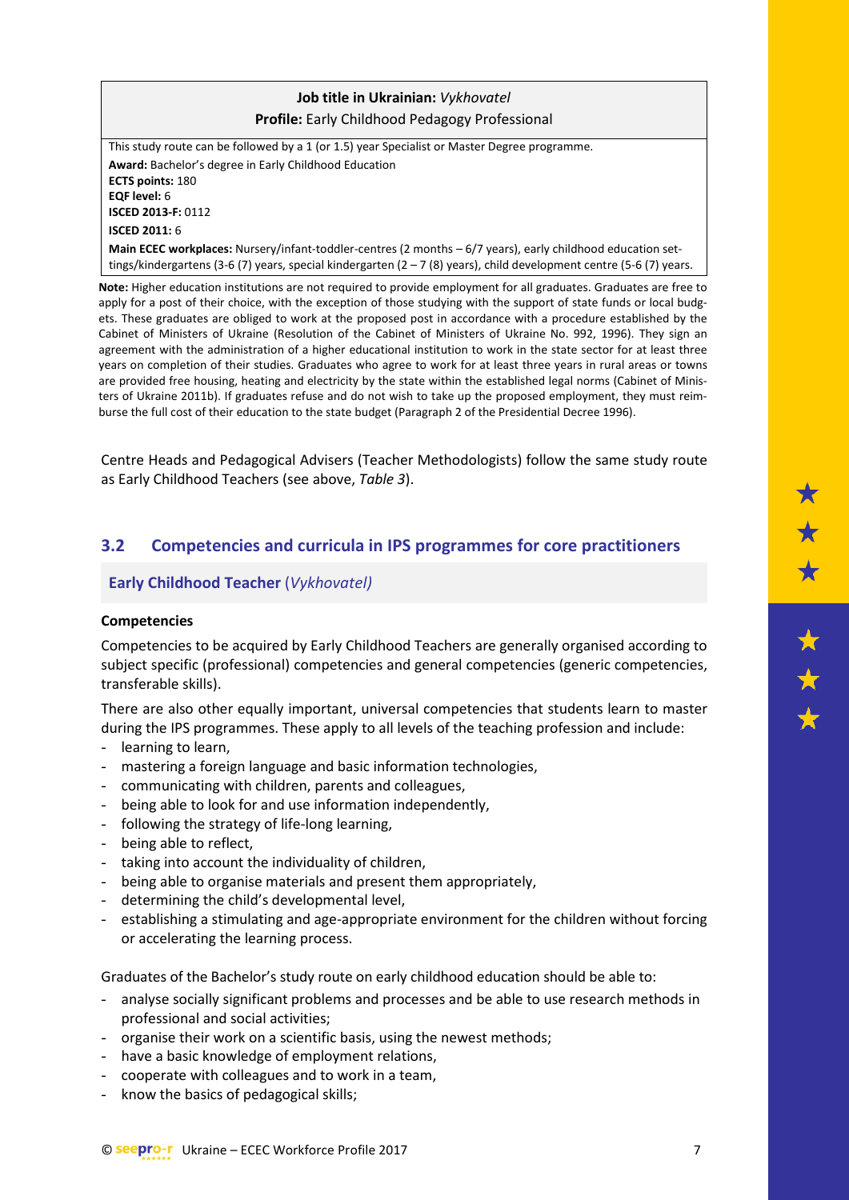| **Job title in Ukrainian:** *Vykhovatel*<br>**Profile:** Early Childhood Pedagogy Professional |
|---|
| This study route can be followed by a 1 (or 1.5) year Specialist or Master Degree programme.<br>**Award:** Bachelor's degree in Early Childhood Education<br>**ECTS points:** 180<br>**EQF level:** 6<br>**ISCED 2013-F:** 0112<br>**ISCED 2011:** 6<br>**Main ECEC workplaces:** Nursery/infant-toddler-centres (2 months – 6/7 years), early childhood education settings/kindergartens (3-6 (7) years, special kindergarten (2 – 7 (8) years), child development centre (5-6 (7) years. |

**Note:** Higher education institutions are not required to provide employment for all graduates. Graduates are free to apply for a post of their choice, with the exception of those studying with the support of state funds or local budgets. These graduates are obliged to work at the proposed post in accordance with a procedure established by the Cabinet of Ministers of Ukraine (Resolution of the Cabinet of Ministers of Ukraine No. 992, 1996). They sign an agreement with the administration of a higher educational institution to work in the state sector for at least three years on completion of their studies. Graduates who agree to work for at least three years in rural areas or towns are provided free housing, heating and electricity by the state within the established legal norms (Cabinet of Ministers of Ukraine 2011b). If graduates refuse and do not wish to take up the proposed employment, they must reimburse the full cost of their education to the state budget (Paragraph 2 of the Presidential Decree 1996).

Centre Heads and Pedagogical Advisers (Teacher Methodologists) follow the same study route as Early Childhood Teachers (see above, *Table 3*).

## 3.2 Competencies and curricula in IPS programmes for core practitioners

### Early Childhood Teacher (*Vykhovatel)*

**Competencies**

Competencies to be acquired by Early Childhood Teachers are generally organised according to subject specific (professional) competencies and general competencies (generic competencies, transferable skills).

There are also other equally important, universal competencies that students learn to master during the IPS programmes. These apply to all levels of the teaching profession and include:

- learning to learn,
- mastering a foreign language and basic information technologies,
- communicating with children, parents and colleagues,
- being able to look for and use information independently,
- following the strategy of life-long learning,
- being able to reflect,
- taking into account the individuality of children,
- being able to organise materials and present them appropriately,
- determining the child's developmental level,
- establishing a stimulating and age-appropriate environment for the children without forcing or accelerating the learning process.

Graduates of the Bachelor's study route on early childhood education should be able to:

- analyse socially significant problems and processes and be able to use research methods in professional and social activities;
- organise their work on a scientific basis, using the newest methods;
- have a basic knowledge of employment relations,
- cooperate with colleagues and to work in a team,
- know the basics of pedagogical skills;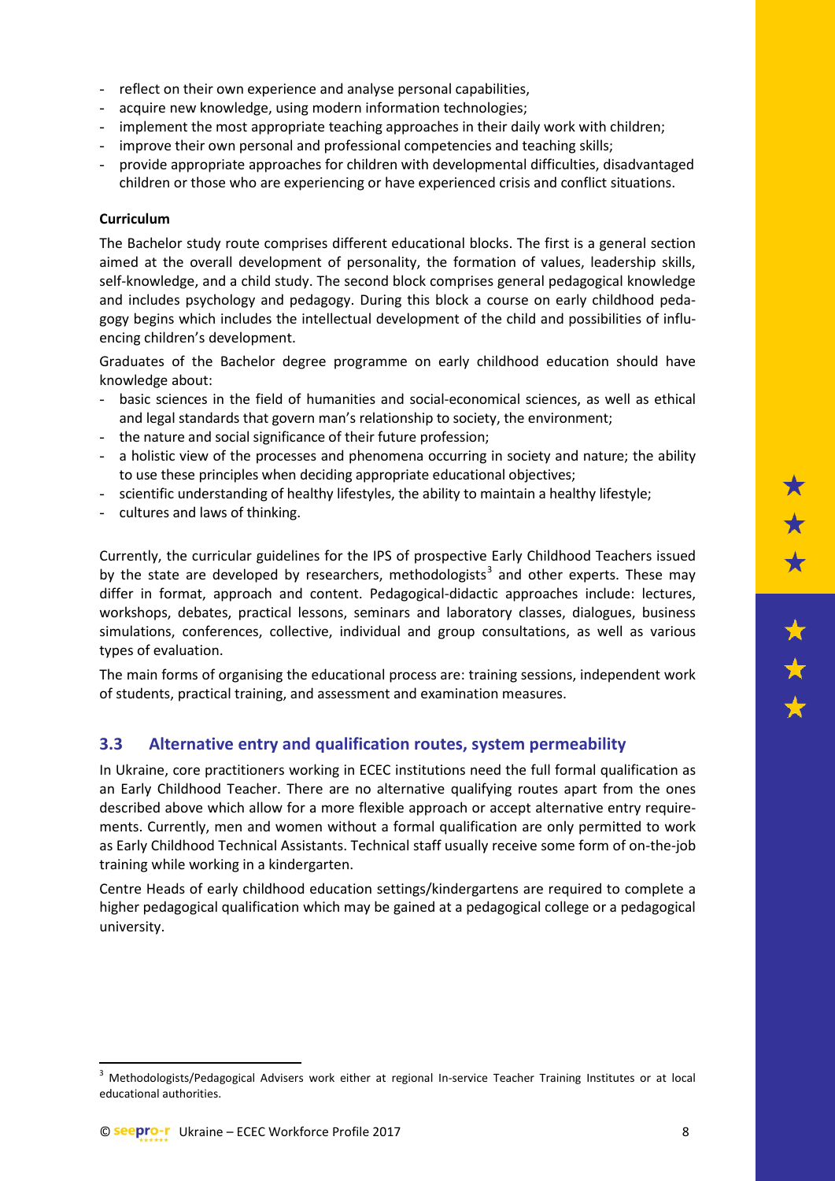- reflect on their own experience and analyse personal capabilities,
- acquire new knowledge, using modern information technologies;
- implement the most appropriate teaching approaches in their daily work with children;
- improve their own personal and professional competencies and teaching skills;
- provide appropriate approaches for children with developmental difficulties, disadvantaged children or those who are experiencing or have experienced crisis and conflict situations.

**Curriculum**

The Bachelor study route comprises different educational blocks. The first is a general section aimed at the overall development of personality, the formation of values, leadership skills, self-knowledge, and a child study. The second block comprises general pedagogical knowledge and includes psychology and pedagogy. During this block a course on early childhood pedagogy begins which includes the intellectual development of the child and possibilities of influencing children's development.

Graduates of the Bachelor degree programme on early childhood education should have knowledge about:

- basic sciences in the field of humanities and social-economical sciences, as well as ethical and legal standards that govern man's relationship to society, the environment;
- the nature and social significance of their future profession;
- a holistic view of the processes and phenomena occurring in society and nature; the ability to use these principles when deciding appropriate educational objectives;
- scientific understanding of healthy lifestyles, the ability to maintain a healthy lifestyle;
- cultures and laws of thinking.

Currently, the curricular guidelines for the IPS of prospective Early Childhood Teachers issued by the state are developed by researchers, methodologists[3] and other experts. These may differ in format, approach and content. Pedagogical-didactic approaches include: lectures, workshops, debates, practical lessons, seminars and laboratory classes, dialogues, business simulations, conferences, collective, individual and group consultations, as well as various types of evaluation.

The main forms of organising the educational process are: training sessions, independent work of students, practical training, and assessment and examination measures.

## 3.3 Alternative entry and qualification routes, system permeability

In Ukraine, core practitioners working in ECEC institutions need the full formal qualification as an Early Childhood Teacher. There are no alternative qualifying routes apart from the ones described above which allow for a more flexible approach or accept alternative entry requirements. Currently, men and women without a formal qualification are only permitted to work as Early Childhood Technical Assistants. Technical staff usually receive some form of on-the-job training while working in a kindergarten.

Centre Heads of early childhood education settings/kindergartens are required to complete a higher pedagogical qualification which may be gained at a pedagogical college or a pedagogical university.

[3] Methodologists/Pedagogical Advisers work either at regional In-service Teacher Training Institutes or at local educational authorities.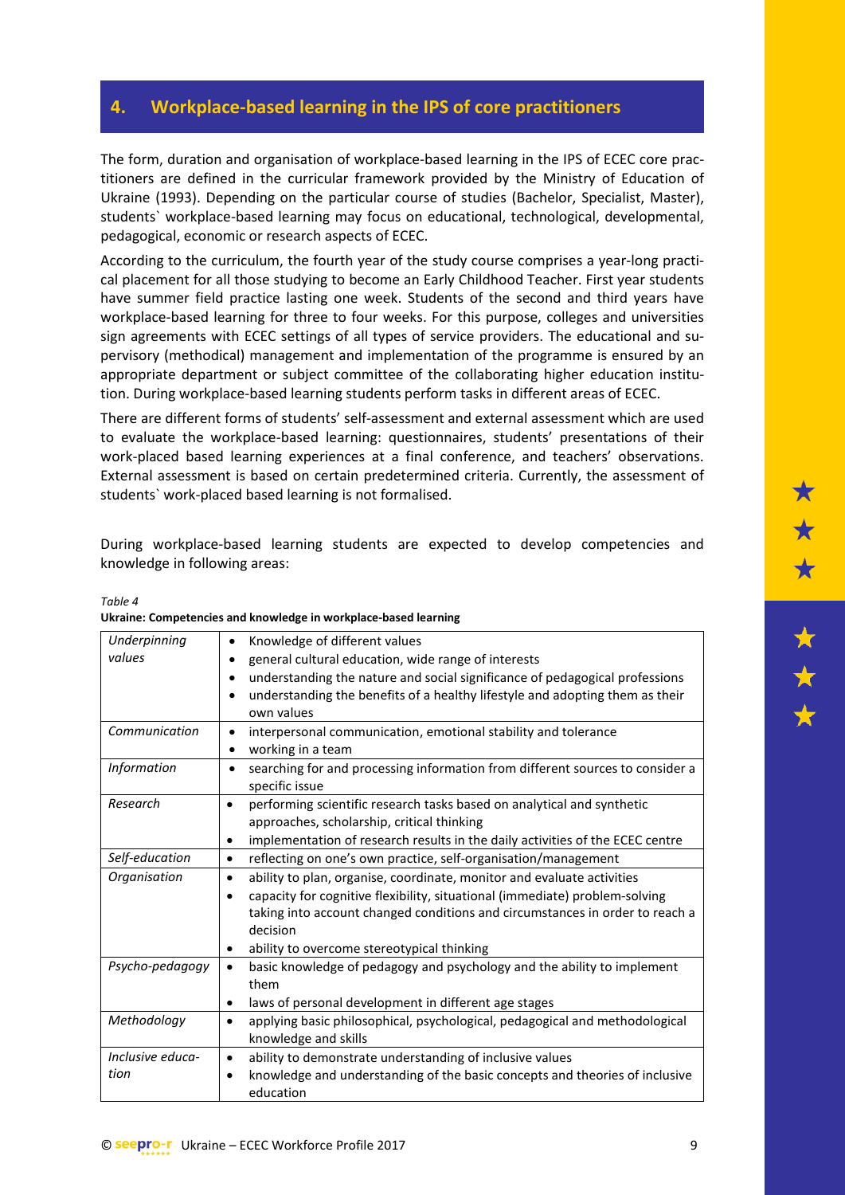## 4. Workplace-based learning in the IPS of core practitioners

The form, duration and organisation of workplace-based learning in the IPS of ECEC core practitioners are defined in the curricular framework provided by the Ministry of Education of Ukraine (1993). Depending on the particular course of studies (Bachelor, Specialist, Master), students` workplace-based learning may focus on educational, technological, developmental, pedagogical, economic or research aspects of ECEC.

According to the curriculum, the fourth year of the study course comprises a year-long practical placement for all those studying to become an Early Childhood Teacher. First year students have summer field practice lasting one week. Students of the second and third years have workplace-based learning for three to four weeks. For this purpose, colleges and universities sign agreements with ECEC settings of all types of service providers. The educational and supervisory (methodical) management and implementation of the programme is ensured by an appropriate department or subject committee of the collaborating higher education institution. During workplace-based learning students perform tasks in different areas of ECEC.

There are different forms of students' self-assessment and external assessment which are used to evaluate the workplace-based learning: questionnaires, students' presentations of their work-placed based learning experiences at a final conference, and teachers' observations. External assessment is based on certain predetermined criteria. Currently, the assessment of students` work-placed based learning is not formalised.

During workplace-based learning students are expected to develop competencies and knowledge in following areas:

*Table 4*
**Ukraine: Competencies and knowledge in workplace-based learning**

| | |
|---|---|
| *Underpinning values* | • Knowledge of different values<br>• general cultural education, wide range of interests<br>• understanding the nature and social significance of pedagogical professions<br>• understanding the benefits of a healthy lifestyle and adopting them as their own values |
| *Communication* | • interpersonal communication, emotional stability and tolerance<br>• working in a team |
| *Information* | • searching for and processing information from different sources to consider a specific issue |
| *Research* | • performing scientific research tasks based on analytical and synthetic approaches, scholarship, critical thinking<br>• implementation of research results in the daily activities of the ECEC centre |
| *Self-education* | • reflecting on one's own practice, self-organisation/management |
| *Organisation* | • ability to plan, organise, coordinate, monitor and evaluate activities<br>• capacity for cognitive flexibility, situational (immediate) problem-solving taking into account changed conditions and circumstances in order to reach a decision<br>• ability to overcome stereotypical thinking |
| *Psycho-pedagogy* | • basic knowledge of pedagogy and psychology and the ability to implement them<br>• laws of personal development in different age stages |
| *Methodology* | • applying basic philosophical, psychological, pedagogical and methodological knowledge and skills |
| *Inclusive education* | • ability to demonstrate understanding of inclusive values<br>• knowledge and understanding of the basic concepts and theories of inclusive education |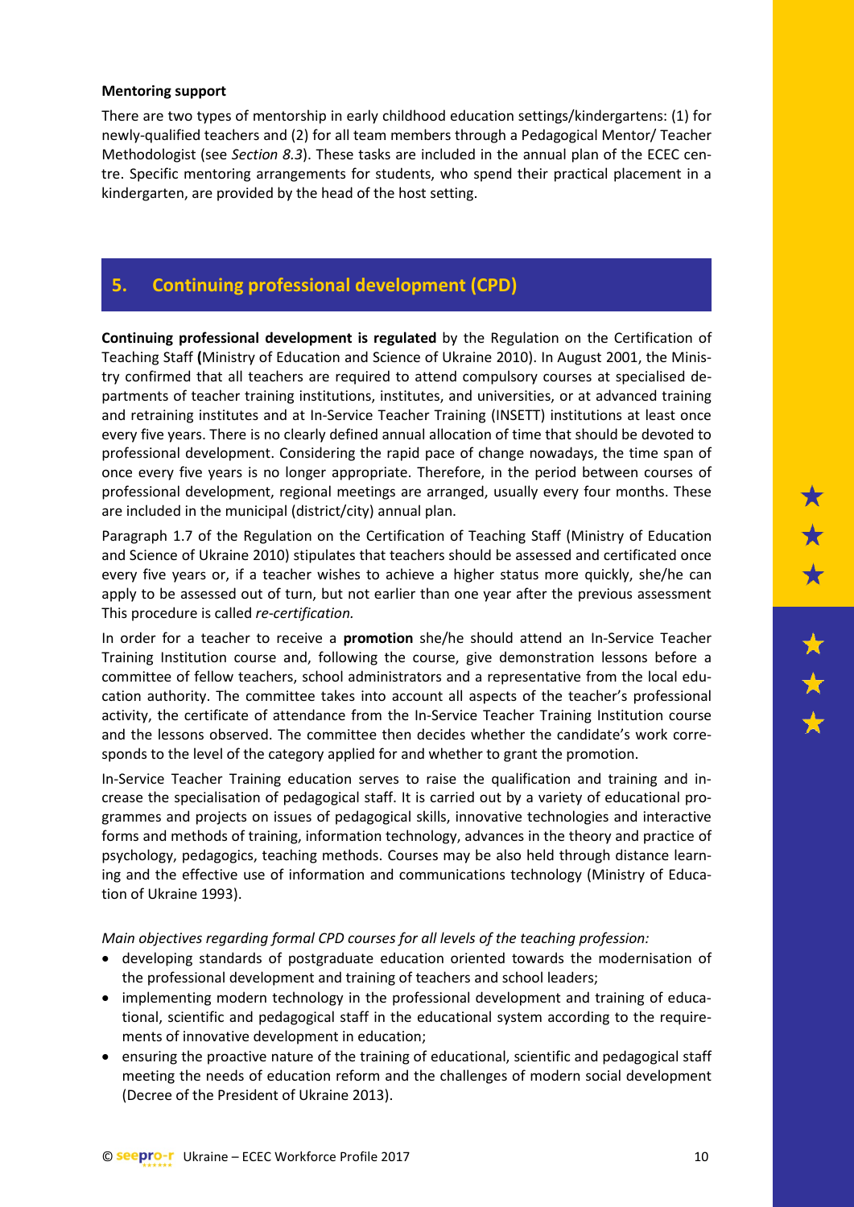**Mentoring support**

There are two types of mentorship in early childhood education settings/kindergartens: (1) for newly-qualified teachers and (2) for all team members through a Pedagogical Mentor/ Teacher Methodologist (see *Section 8.3*). These tasks are included in the annual plan of the ECEC centre. Specific mentoring arrangements for students, who spend their practical placement in a kindergarten, are provided by the head of the host setting.

## 5. Continuing professional development (CPD)

**Continuing professional development is regulated** by the Regulation on the Certification of Teaching Staff **(**Ministry of Education and Science of Ukraine 2010). In August 2001, the Ministry confirmed that all teachers are required to attend compulsory courses at specialised departments of teacher training institutions, institutes, and universities, or at advanced training and retraining institutes and at In-Service Teacher Training (INSETT) institutions at least once every five years. There is no clearly defined annual allocation of time that should be devoted to professional development. Considering the rapid pace of change nowadays, the time span of once every five years is no longer appropriate. Therefore, in the period between courses of professional development, regional meetings are arranged, usually every four months. These are included in the municipal (district/city) annual plan.

Paragraph 1.7 of the Regulation on the Certification of Teaching Staff (Ministry of Education and Science of Ukraine 2010) stipulates that teachers should be assessed and certificated once every five years or, if a teacher wishes to achieve a higher status more quickly, she/he can apply to be assessed out of turn, but not earlier than one year after the previous assessment This procedure is called *re-certification.*

In order for a teacher to receive a **promotion** she/he should attend an In-Service Teacher Training Institution course and, following the course, give demonstration lessons before a committee of fellow teachers, school administrators and a representative from the local education authority. The committee takes into account all aspects of the teacher's professional activity, the certificate of attendance from the In-Service Teacher Training Institution course and the lessons observed. The committee then decides whether the candidate's work corresponds to the level of the category applied for and whether to grant the promotion.

In-Service Teacher Training education serves to raise the qualification and training and increase the specialisation of pedagogical staff. It is carried out by a variety of educational programmes and projects on issues of pedagogical skills, innovative technologies and interactive forms and methods of training, information technology, advances in the theory and practice of psychology, pedagogics, teaching methods. Courses may be also held through distance learning and the effective use of information and communications technology (Ministry of Education of Ukraine 1993).

*Main objectives regarding formal CPD courses for all levels of the teaching profession:*

- developing standards of postgraduate education oriented towards the modernisation of the professional development and training of teachers and school leaders;
- implementing modern technology in the professional development and training of educational, scientific and pedagogical staff in the educational system according to the requirements of innovative development in education;
- ensuring the proactive nature of the training of educational, scientific and pedagogical staff meeting the needs of education reform and the challenges of modern social development (Decree of the President of Ukraine 2013).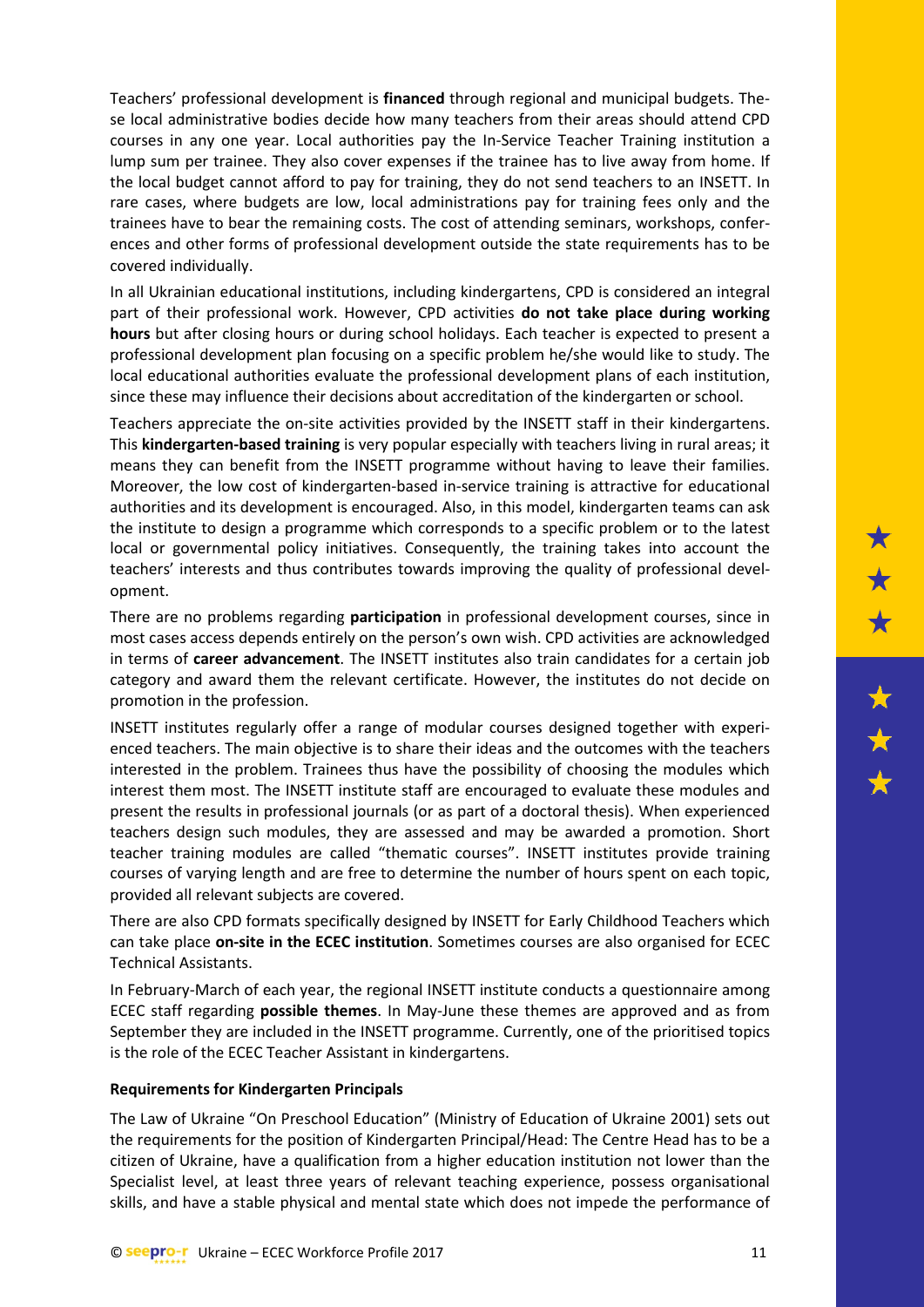Teachers' professional development is **financed** through regional and municipal budgets. These local administrative bodies decide how many teachers from their areas should attend CPD courses in any one year. Local authorities pay the In-Service Teacher Training institution a lump sum per trainee. They also cover expenses if the trainee has to live away from home. If the local budget cannot afford to pay for training, they do not send teachers to an INSETT. In rare cases, where budgets are low, local administrations pay for training fees only and the trainees have to bear the remaining costs. The cost of attending seminars, workshops, conferences and other forms of professional development outside the state requirements has to be covered individually.

In all Ukrainian educational institutions, including kindergartens, CPD is considered an integral part of their professional work. However, CPD activities **do not take place during working hours** but after closing hours or during school holidays. Each teacher is expected to present a professional development plan focusing on a specific problem he/she would like to study. The local educational authorities evaluate the professional development plans of each institution, since these may influence their decisions about accreditation of the kindergarten or school.

Teachers appreciate the on-site activities provided by the INSETT staff in their kindergartens. This **kindergarten-based training** is very popular especially with teachers living in rural areas; it means they can benefit from the INSETT programme without having to leave their families. Moreover, the low cost of kindergarten-based in-service training is attractive for educational authorities and its development is encouraged. Also, in this model, kindergarten teams can ask the institute to design a programme which corresponds to a specific problem or to the latest local or governmental policy initiatives. Consequently, the training takes into account the teachers' interests and thus contributes towards improving the quality of professional development.

There are no problems regarding **participation** in professional development courses, since in most cases access depends entirely on the person's own wish. CPD activities are acknowledged in terms of **career advancement**. The INSETT institutes also train candidates for a certain job category and award them the relevant certificate. However, the institutes do not decide on promotion in the profession.

INSETT institutes regularly offer a range of modular courses designed together with experienced teachers. The main objective is to share their ideas and the outcomes with the teachers interested in the problem. Trainees thus have the possibility of choosing the modules which interest them most. The INSETT institute staff are encouraged to evaluate these modules and present the results in professional journals (or as part of a doctoral thesis). When experienced teachers design such modules, they are assessed and may be awarded a promotion. Short teacher training modules are called "thematic courses". INSETT institutes provide training courses of varying length and are free to determine the number of hours spent on each topic, provided all relevant subjects are covered.

There are also CPD formats specifically designed by INSETT for Early Childhood Teachers which can take place **on-site in the ECEC institution**. Sometimes courses are also organised for ECEC Technical Assistants.

In February-March of each year, the regional INSETT institute conducts a questionnaire among ECEC staff regarding **possible themes**. In May-June these themes are approved and as from September they are included in the INSETT programme. Currently, one of the prioritised topics is the role of the ECEC Teacher Assistant in kindergartens.

**Requirements for Kindergarten Principals**

The Law of Ukraine "On Preschool Education" (Ministry of Education of Ukraine 2001) sets out the requirements for the position of Kindergarten Principal/Head: The Centre Head has to be a citizen of Ukraine, have a qualification from a higher education institution not lower than the Specialist level, at least three years of relevant teaching experience, possess organisational skills, and have a stable physical and mental state which does not impede the performance of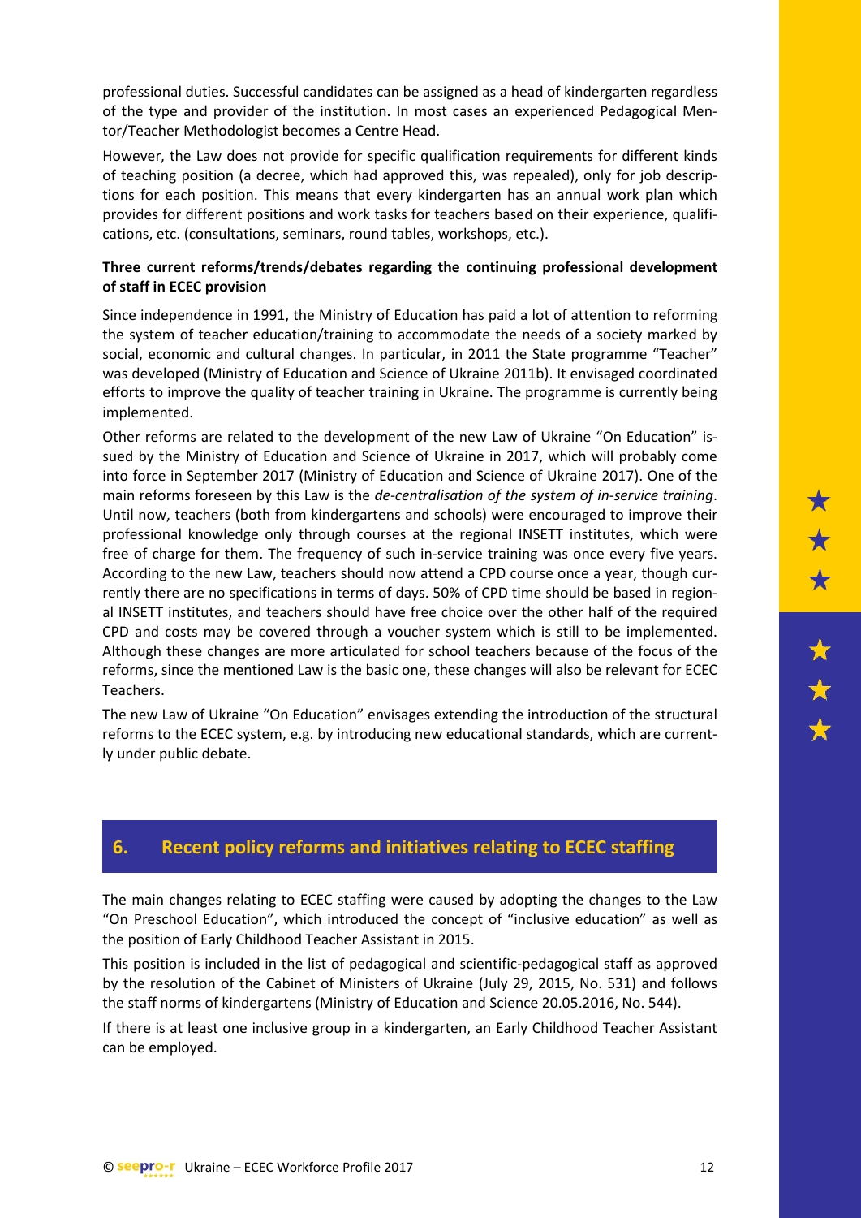professional duties. Successful candidates can be assigned as a head of kindergarten regardless of the type and provider of the institution. In most cases an experienced Pedagogical Mentor/Teacher Methodologist becomes a Centre Head.

However, the Law does not provide for specific qualification requirements for different kinds of teaching position (a decree, which had approved this, was repealed), only for job descriptions for each position. This means that every kindergarten has an annual work plan which provides for different positions and work tasks for teachers based on their experience, qualifications, etc. (consultations, seminars, round tables, workshops, etc.).

**Three current reforms/trends/debates regarding the continuing professional development of staff in ECEC provision**

Since independence in 1991, the Ministry of Education has paid a lot of attention to reforming the system of teacher education/training to accommodate the needs of a society marked by social, economic and cultural changes. In particular, in 2011 the State programme "Teacher" was developed (Ministry of Education and Science of Ukraine 2011b). It envisaged coordinated efforts to improve the quality of teacher training in Ukraine. The programme is currently being implemented.

Other reforms are related to the development of the new Law of Ukraine "On Education" issued by the Ministry of Education and Science of Ukraine in 2017, which will probably come into force in September 2017 (Ministry of Education and Science of Ukraine 2017). One of the main reforms foreseen by this Law is the *de-centralisation of the system of in-service training*. Until now, teachers (both from kindergartens and schools) were encouraged to improve their professional knowledge only through courses at the regional INSETT institutes, which were free of charge for them. The frequency of such in-service training was once every five years. According to the new Law, teachers should now attend a CPD course once a year, though currently there are no specifications in terms of days. 50% of CPD time should be based in regional INSETT institutes, and teachers should have free choice over the other half of the required CPD and costs may be covered through a voucher system which is still to be implemented. Although these changes are more articulated for school teachers because of the focus of the reforms, since the mentioned Law is the basic one, these changes will also be relevant for ECEC Teachers.

The new Law of Ukraine "On Education" envisages extending the introduction of the structural reforms to the ECEC system, e.g. by introducing new educational standards, which are currently under public debate.

## 6. Recent policy reforms and initiatives relating to ECEC staffing

The main changes relating to ECEC staffing were caused by adopting the changes to the Law "On Preschool Education", which introduced the concept of "inclusive education" as well as the position of Early Childhood Teacher Assistant in 2015.

This position is included in the list of pedagogical and scientific-pedagogical staff as approved by the resolution of the Cabinet of Ministers of Ukraine (July 29, 2015, No. 531) and follows the staff norms of kindergartens (Ministry of Education and Science 20.05.2016, No. 544).

If there is at least one inclusive group in a kindergarten, an Early Childhood Teacher Assistant can be employed.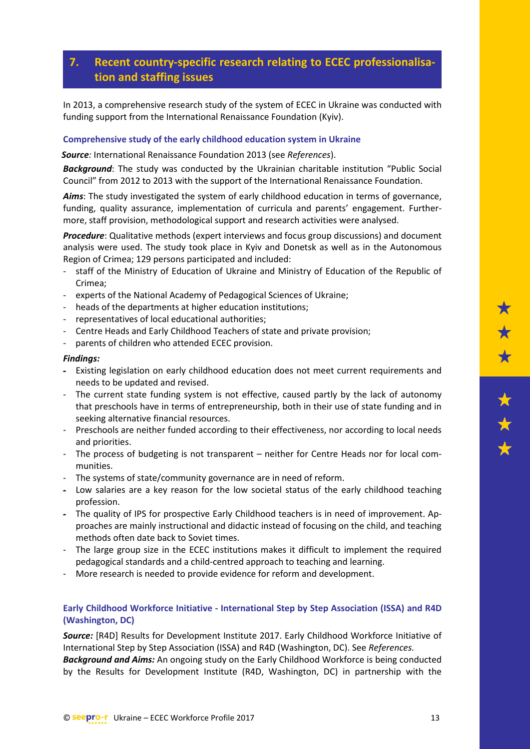## 7. Recent country-specific research relating to ECEC professionalisation and staffing issues

In 2013, a comprehensive research study of the system of ECEC in Ukraine was conducted with funding support from the International Renaissance Foundation (Kyiv).

### Comprehensive study of the early childhood education system in Ukraine

***Source:*** International Renaissance Foundation 2013 (see *References*).

***Background***: The study was conducted by the Ukrainian charitable institution "Public Social Council" from 2012 to 2013 with the support of the International Renaissance Foundation.

***Aims***: The study investigated the system of early childhood education in terms of governance, funding, quality assurance, implementation of curricula and parents' engagement. Furthermore, staff provision, methodological support and research activities were analysed.

***Procedure***: Qualitative methods (expert interviews and focus group discussions) and document analysis were used. The study took place in Kyiv and Donetsk as well as in the Autonomous Region of Crimea; 129 persons participated and included:

- staff of the Ministry of Education of Ukraine and Ministry of Education of the Republic of Crimea;
- experts of the National Academy of Pedagogical Sciences of Ukraine;
- heads of the departments at higher education institutions;
- representatives of local educational authorities;
- Centre Heads and Early Childhood Teachers of state and private provision;
- parents of children who attended ECEC provision.

***Findings:***

- Existing legislation on early childhood education does not meet current requirements and needs to be updated and revised.
- The current state funding system is not effective, caused partly by the lack of autonomy that preschools have in terms of entrepreneurship, both in their use of state funding and in seeking alternative financial resources.
- Preschools are neither funded according to their effectiveness, nor according to local needs and priorities.
- The process of budgeting is not transparent – neither for Centre Heads nor for local communities.
- The systems of state/community governance are in need of reform.
- Low salaries are a key reason for the low societal status of the early childhood teaching profession.
- The quality of IPS for prospective Early Childhood teachers is in need of improvement. Approaches are mainly instructional and didactic instead of focusing on the child, and teaching methods often date back to Soviet times.
- The large group size in the ECEC institutions makes it difficult to implement the required pedagogical standards and a child-centred approach to teaching and learning.
- More research is needed to provide evidence for reform and development.

### Early Childhood Workforce Initiative - International Step by Step Association (ISSA) and R4D (Washington, DC)

***Source:*** [R4D] Results for Development Institute 2017. Early Childhood Workforce Initiative of International Step by Step Association (ISSA) and R4D (Washington, DC). See *References.*

***Background and Aims:*** An ongoing study on the Early Childhood Workforce is being conducted by the Results for Development Institute (R4D, Washington, DC) in partnership with the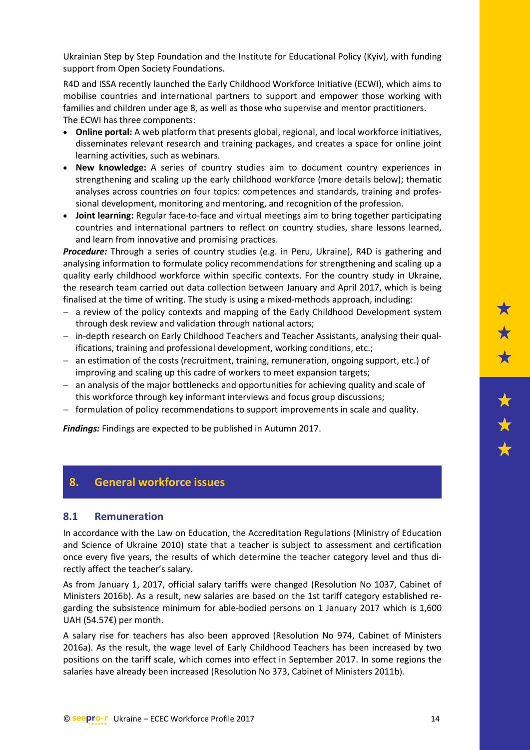Ukrainian Step by Step Foundation and the Institute for Educational Policy (Kyiv), with funding support from Open Society Foundations.

R4D and ISSA recently launched the Early Childhood Workforce Initiative (ECWI), which aims to mobilise countries and international partners to support and empower those working with families and children under age 8, as well as those who supervise and mentor practitioners. The ECWI has three components:

- **Online portal:** A web platform that presents global, regional, and local workforce initiatives, disseminates relevant research and training packages, and creates a space for online joint learning activities, such as webinars.
- **New knowledge:** A series of country studies aim to document country experiences in strengthening and scaling up the early childhood workforce (more details below); thematic analyses across countries on four topics: competences and standards, training and professional development, monitoring and mentoring, and recognition of the profession.
- **Joint learning:** Regular face-to-face and virtual meetings aim to bring together participating countries and international partners to reflect on country studies, share lessons learned, and learn from innovative and promising practices.

***Procedure:*** Through a series of country studies (e.g. in Peru, Ukraine), R4D is gathering and analysing information to formulate policy recommendations for strengthening and scaling up a quality early childhood workforce within specific contexts. For the country study in Ukraine, the research team carried out data collection between January and April 2017, which is being finalised at the time of writing. The study is using a mixed-methods approach, including:

- a review of the policy contexts and mapping of the Early Childhood Development system through desk review and validation through national actors;
- in-depth research on Early Childhood Teachers and Teacher Assistants, analysing their qualifications, training and professional development, working conditions, etc.;
- an estimation of the costs (recruitment, training, remuneration, ongoing support, etc.) of improving and scaling up this cadre of workers to meet expansion targets;
- an analysis of the major bottlenecks and opportunities for achieving quality and scale of this workforce through key informant interviews and focus group discussions;
- formulation of policy recommendations to support improvements in scale and quality.

***Findings:*** Findings are expected to be published in Autumn 2017.

## 8. General workforce issues

### 8.1 Remuneration

In accordance with the Law on Education, the Accreditation Regulations (Ministry of Education and Science of Ukraine 2010) state that a teacher is subject to assessment and certification once every five years, the results of which determine the teacher category level and thus directly affect the teacher's salary.

As from January 1, 2017, official salary tariffs were changed (Resolution No 1037, Cabinet of Ministers 2016b). As a result, new salaries are based on the 1st tariff category established regarding the subsistence minimum for able-bodied persons on 1 January 2017 which is 1,600 UAH (54.57€) per month.

A salary rise for teachers has also been approved (Resolution No 974, Cabinet of Ministers 2016a). As the result, the wage level of Early Childhood Teachers has been increased by two positions on the tariff scale, which comes into effect in September 2017. In some regions the salaries have already been increased (Resolution No 373, Cabinet of Ministers 2011b).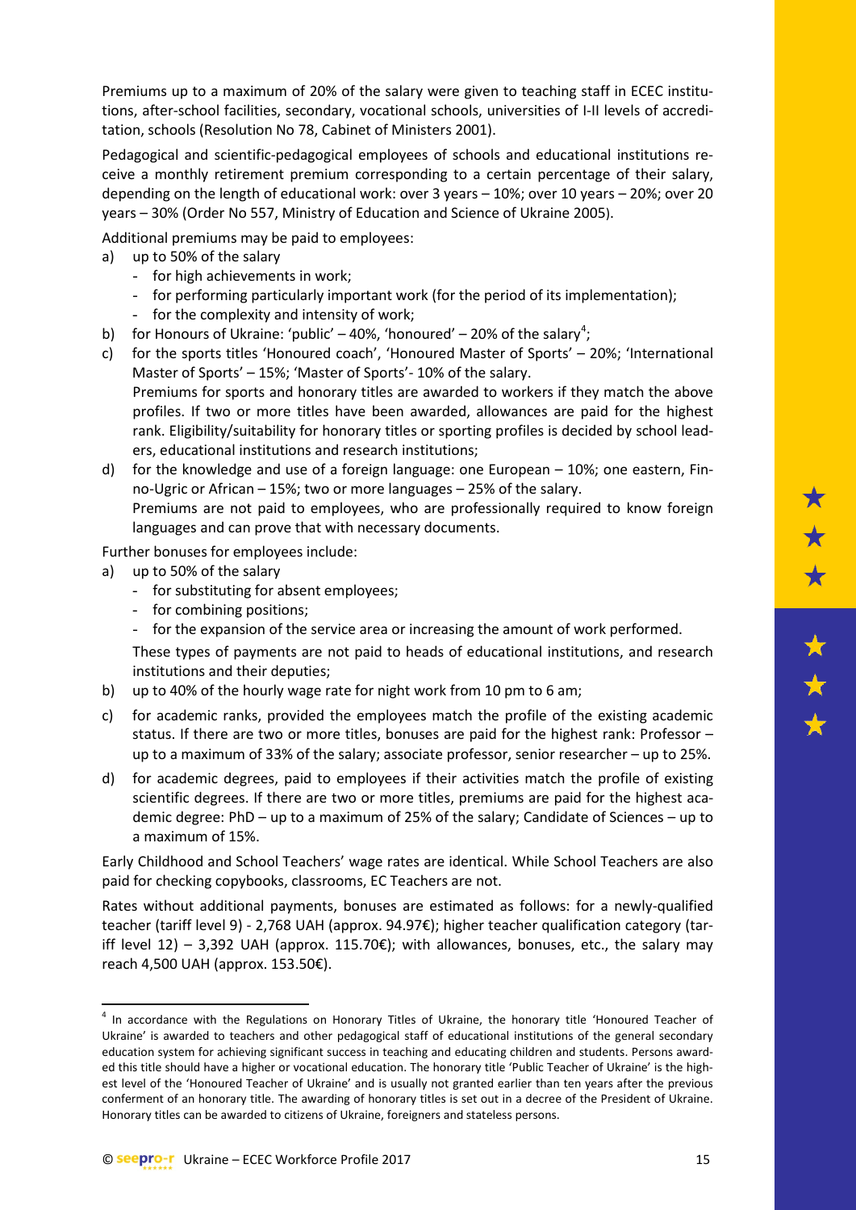Premiums up to a maximum of 20% of the salary were given to teaching staff in ECEC institutions, after-school facilities, secondary, vocational schools, universities of I-II levels of accreditation, schools (Resolution No 78, Cabinet of Ministers 2001).

Pedagogical and scientific-pedagogical employees of schools and educational institutions receive a monthly retirement premium corresponding to a certain percentage of their salary, depending on the length of educational work: over 3 years – 10%; over 10 years – 20%; over 20 years – 30% (Order No 557, Ministry of Education and Science of Ukraine 2005).

Additional premiums may be paid to employees:

a) up to 50% of the salary
   - for high achievements in work;
   - for performing particularly important work (for the period of its implementation);
   - for the complexity and intensity of work;
b) for Honours of Ukraine: 'public' – 40%, 'honoured' – 20% of the salary[4];
c) for the sports titles 'Honoured coach', 'Honoured Master of Sports' – 20%; 'International Master of Sports' – 15%; 'Master of Sports'- 10% of the salary.
   Premiums for sports and honorary titles are awarded to workers if they match the above profiles. If two or more titles have been awarded, allowances are paid for the highest rank. Eligibility/suitability for honorary titles or sporting profiles is decided by school leaders, educational institutions and research institutions;
d) for the knowledge and use of a foreign language: one European – 10%; one eastern, Fino-Ugric or African – 15%; two or more languages – 25% of the salary.
   Premiums are not paid to employees, who are professionally required to know foreign languages and can prove that with necessary documents.

Further bonuses for employees include:

a) up to 50% of the salary
   - for substituting for absent employees;
   - for combining positions;
   - for the expansion of the service area or increasing the amount of work performed.

   These types of payments are not paid to heads of educational institutions, and research institutions and their deputies;
b) up to 40% of the hourly wage rate for night work from 10 pm to 6 am;
c) for academic ranks, provided the employees match the profile of the existing academic status. If there are two or more titles, bonuses are paid for the highest rank: Professor – up to a maximum of 33% of the salary; associate professor, senior researcher – up to 25%.
d) for academic degrees, paid to employees if their activities match the profile of existing scientific degrees. If there are two or more titles, premiums are paid for the highest academic degree: PhD – up to a maximum of 25% of the salary; Candidate of Sciences – up to a maximum of 15%.

Early Childhood and School Teachers' wage rates are identical. While School Teachers are also paid for checking copybooks, classrooms, EC Teachers are not.

Rates without additional payments, bonuses are estimated as follows: for a newly-qualified teacher (tariff level 9) - 2,768 UAH (approx. 94.97€); higher teacher qualification category (tariff level 12) – 3,392 UAH (approx. 115.70€); with allowances, bonuses, etc., the salary may reach 4,500 UAH (approx. 153.50€).

---

[4] In accordance with the Regulations on Honorary Titles of Ukraine, the honorary title 'Honoured Teacher of Ukraine' is awarded to teachers and other pedagogical staff of educational institutions of the general secondary education system for achieving significant success in teaching and educating children and students. Persons awarded this title should have a higher or vocational education. The honorary title 'Public Teacher of Ukraine' is the highest level of the 'Honoured Teacher of Ukraine' and is usually not granted earlier than ten years after the previous conferment of an honorary title. The awarding of honorary titles is set out in a decree of the President of Ukraine. Honorary titles can be awarded to citizens of Ukraine, foreigners and stateless persons.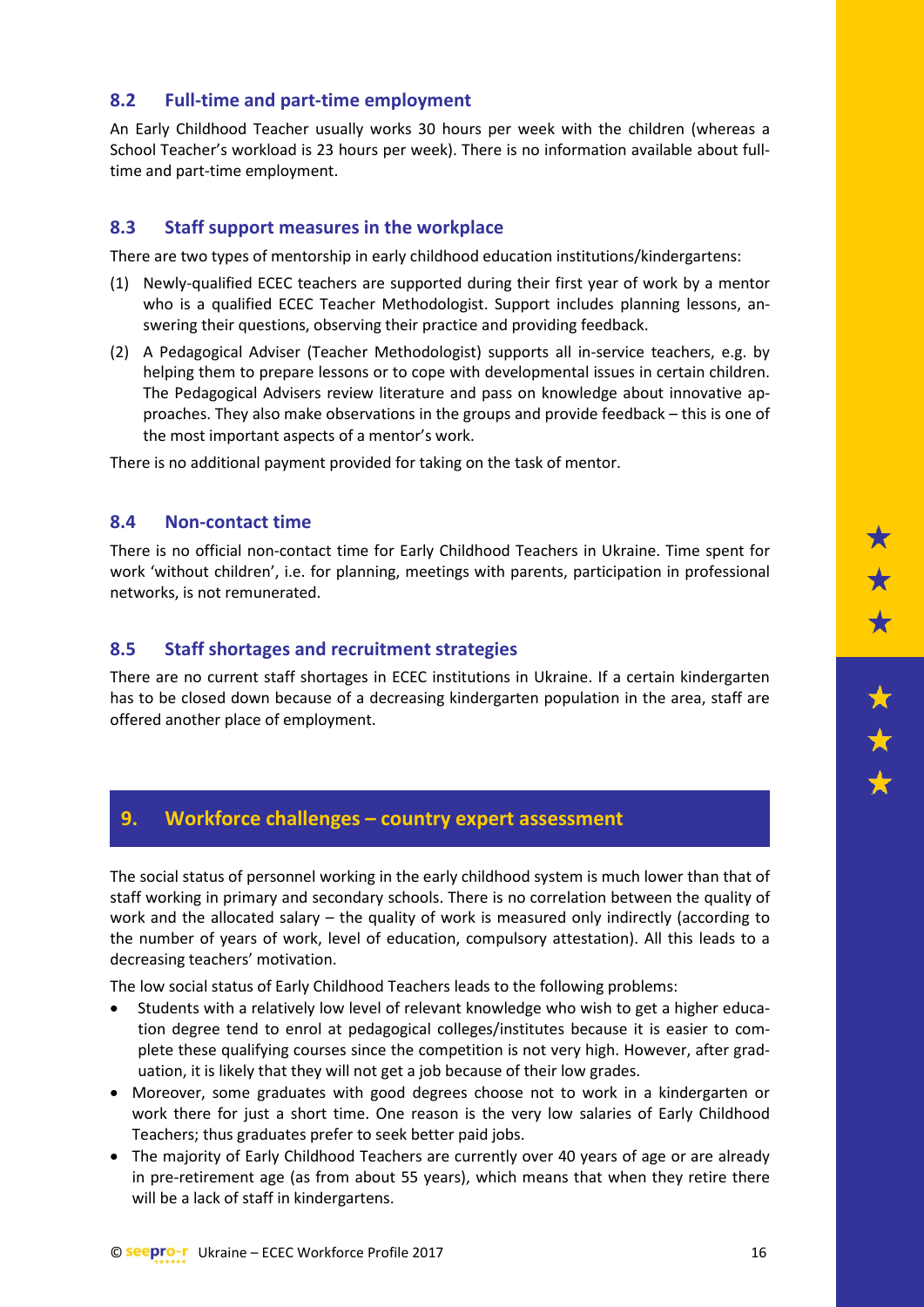### 8.2 Full-time and part-time employment

An Early Childhood Teacher usually works 30 hours per week with the children (whereas a School Teacher's workload is 23 hours per week). There is no information available about full-time and part-time employment.

### 8.3 Staff support measures in the workplace

There are two types of mentorship in early childhood education institutions/kindergartens:

(1) Newly-qualified ECEC teachers are supported during their first year of work by a mentor who is a qualified ECEC Teacher Methodologist. Support includes planning lessons, answering their questions, observing their practice and providing feedback.

(2) A Pedagogical Adviser (Teacher Methodologist) supports all in-service teachers, e.g. by helping them to prepare lessons or to cope with developmental issues in certain children. The Pedagogical Advisers review literature and pass on knowledge about innovative approaches. They also make observations in the groups and provide feedback – this is one of the most important aspects of a mentor's work.

There is no additional payment provided for taking on the task of mentor.

### 8.4 Non-contact time

There is no official non-contact time for Early Childhood Teachers in Ukraine. Time spent for work 'without children', i.e. for planning, meetings with parents, participation in professional networks, is not remunerated.

### 8.5 Staff shortages and recruitment strategies

There are no current staff shortages in ECEC institutions in Ukraine. If a certain kindergarten has to be closed down because of a decreasing kindergarten population in the area, staff are offered another place of employment.

## 9. Workforce challenges – country expert assessment

The social status of personnel working in the early childhood system is much lower than that of staff working in primary and secondary schools. There is no correlation between the quality of work and the allocated salary – the quality of work is measured only indirectly (according to the number of years of work, level of education, compulsory attestation). All this leads to a decreasing teachers' motivation.

The low social status of Early Childhood Teachers leads to the following problems:

- Students with a relatively low level of relevant knowledge who wish to get a higher education degree tend to enrol at pedagogical colleges/institutes because it is easier to complete these qualifying courses since the competition is not very high. However, after graduation, it is likely that they will not get a job because of their low grades.
- Moreover, some graduates with good degrees choose not to work in a kindergarten or work there for just a short time. One reason is the very low salaries of Early Childhood Teachers; thus graduates prefer to seek better paid jobs.
- The majority of Early Childhood Teachers are currently over 40 years of age or are already in pre-retirement age (as from about 55 years), which means that when they retire there will be a lack of staff in kindergartens.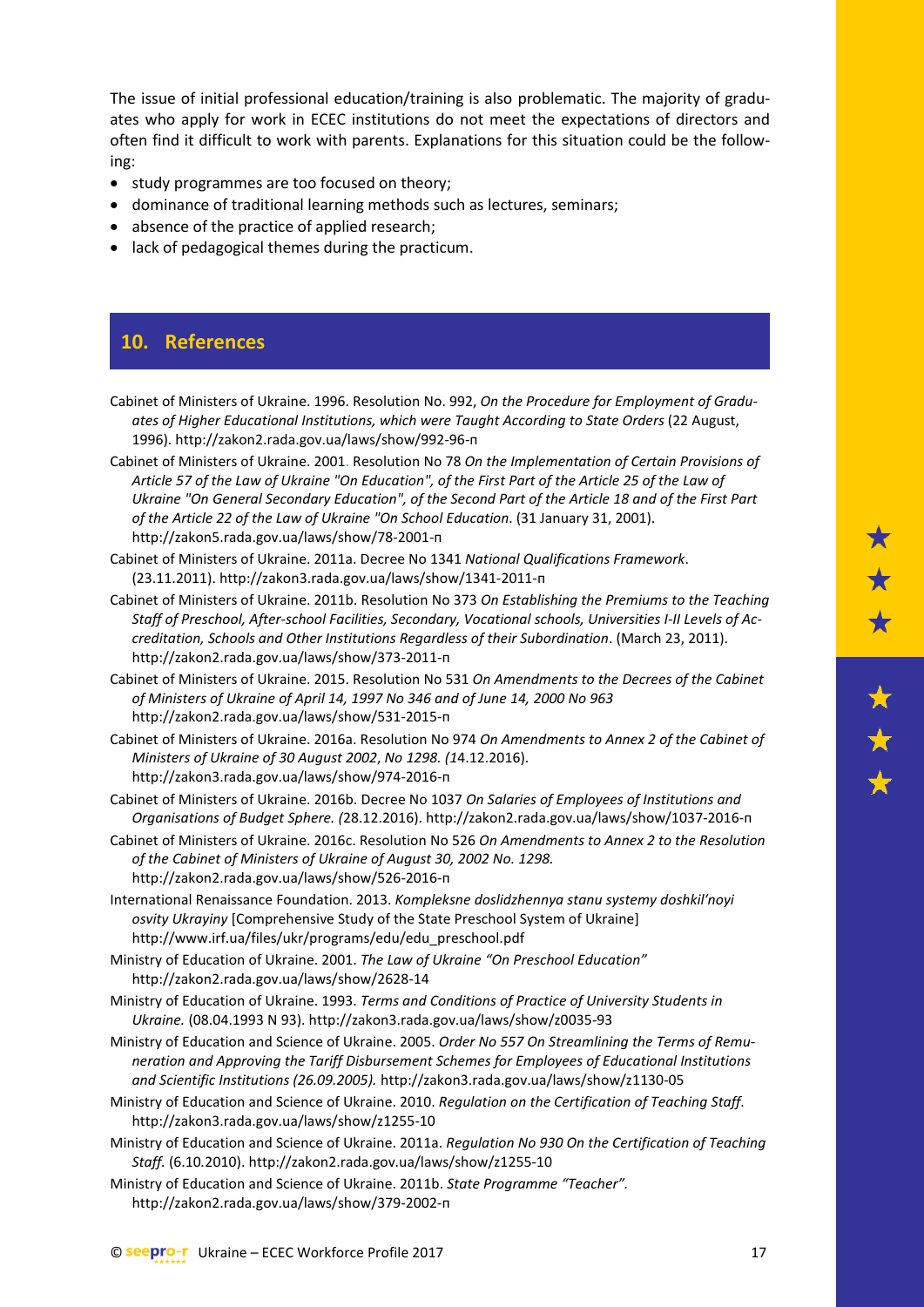The issue of initial professional education/training is also problematic. The majority of graduates who apply for work in ECEC institutions do not meet the expectations of directors and often find it difficult to work with parents. Explanations for this situation could be the following:

- study programmes are too focused on theory;
- dominance of traditional learning methods such as lectures, seminars;
- absence of the practice of applied research;
- lack of pedagogical themes during the practicum.

## 10. References

Cabinet of Ministers of Ukraine. 1996. Resolution No. 992, *On the Procedure for Employment of Graduates of Higher Educational Institutions, which were Taught According to State Orders* (22 August, 1996). http://zakon2.rada.gov.ua/laws/show/992-96-п

Cabinet of Ministers of Ukraine. 2001. Resolution No 78 *On the Implementation of Certain Provisions of Article 57 of the Law of Ukraine "On Education", of the First Part of the Article 25 of the Law of Ukraine "On General Secondary Education", of the Second Part of the Article 18 and of the First Part of the Article 22 of the Law of Ukraine "On School Education*. (31 January 31, 2001). http://zakon5.rada.gov.ua/laws/show/78-2001-п

Cabinet of Ministers of Ukraine. 2011a. Decree No 1341 *National Qualifications Framework*. (23.11.2011). http://zakon3.rada.gov.ua/laws/show/1341-2011-п

Cabinet of Ministers of Ukraine. 2011b. Resolution No 373 *On Establishing the Premiums to the Teaching Staff of Preschool, After-school Facilities, Secondary, Vocational schools, Universities I-II Levels of Accreditation, Schools and Other Institutions Regardless of their Subordination*. (March 23, 2011). http://zakon2.rada.gov.ua/laws/show/373-2011-п

Cabinet of Ministers of Ukraine. 2015. Resolution No 531 *On Amendments to the Decrees of the Cabinet of Ministers of Ukraine of April 14, 1997 No 346 and of June 14, 2000 No 963* http://zakon2.rada.gov.ua/laws/show/531-2015-п

Cabinet of Ministers of Ukraine. 2016a. Resolution No 974 *On Amendments to Annex 2 of the Cabinet of Ministers of Ukraine of 30 August 2002*, *No 1298. (*14.12.2016). http://zakon3.rada.gov.ua/laws/show/974-2016-п

Cabinet of Ministers of Ukraine. 2016b. Decree No 1037 *On Salaries of Employees of Institutions and Organisations of Budget Sphere. (*28.12.2016). http://zakon2.rada.gov.ua/laws/show/1037-2016-п

Cabinet of Ministers of Ukraine. 2016c. Resolution No 526 *On Amendments to Annex 2 to the Resolution of the Cabinet of Ministers of Ukraine of August 30, 2002 No. 1298.* http://zakon2.rada.gov.ua/laws/show/526-2016-п

International Renaissance Foundation. 2013. *Kompleksne doslidzhennya stanu systemy doshkil'noyi osvity Ukrayiny* [Comprehensive Study of the State Preschool System of Ukraine] http://www.irf.ua/files/ukr/programs/edu/edu_preschool.pdf

Ministry of Education of Ukraine. 2001. *The Law of Ukraine "On Preschool Education"* http://zakon2.rada.gov.ua/laws/show/2628-14

Ministry of Education of Ukraine. 1993. *Terms and Conditions of Practice of University Students in Ukraine.* (08.04.1993 N 93). http://zakon3.rada.gov.ua/laws/show/z0035-93

Ministry of Education and Science of Ukraine. 2005. *Order No 557 On Streamlining the Terms of Remuneration and Approving the Tariff Disbursement Schemes for Employees of Educational Institutions and Scientific Institutions (26.09.2005).* http://zakon3.rada.gov.ua/laws/show/z1130-05

Ministry of Education and Science of Ukraine. 2010. *Regulation on the Certification of Teaching Staff*. http://zakon3.rada.gov.ua/laws/show/z1255-10

Ministry of Education and Science of Ukraine. 2011a. *Regulation No 930 On the Certification of Teaching Staff.* (6.10.2010). http://zakon2.rada.gov.ua/laws/show/z1255-10

Ministry of Education and Science of Ukraine. 2011b. *State Programme "Teacher".* http://zakon2.rada.gov.ua/laws/show/379-2002-п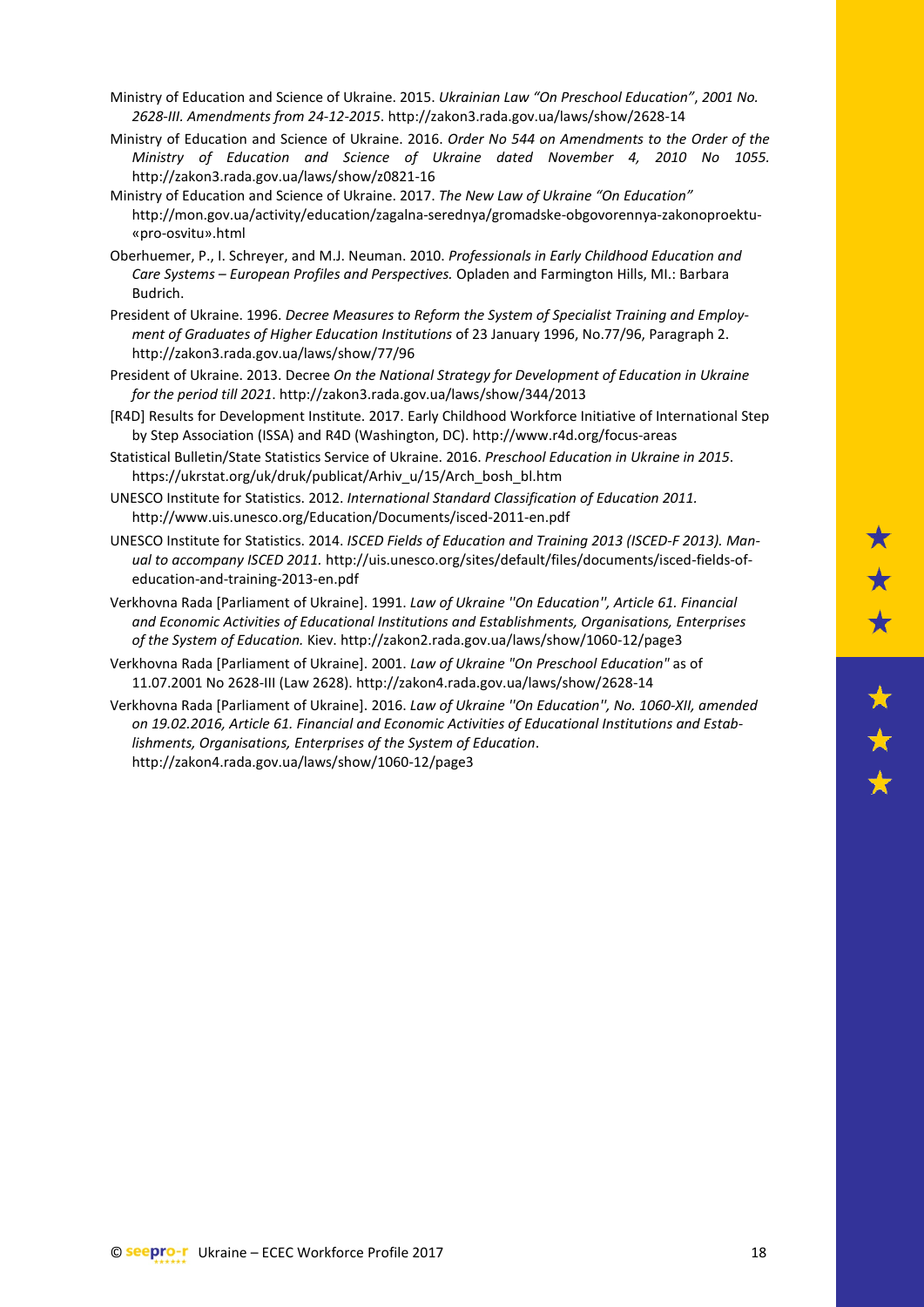Ministry of Education and Science of Ukraine. 2015. *Ukrainian Law "On Preschool Education", 2001 No. 2628-III. Amendments from 24-12-2015*. http://zakon3.rada.gov.ua/laws/show/2628-14

Ministry of Education and Science of Ukraine. 2016. *Order No 544 on Amendments to the Order of the Ministry of Education and Science of Ukraine dated November 4, 2010 No 1055.* http://zakon3.rada.gov.ua/laws/show/z0821-16

Ministry of Education and Science of Ukraine. 2017. *The New Law of Ukraine "On Education"* http://mon.gov.ua/activity/education/zagalna-serednya/gromadske-obgovorennya-zakonoproektu-«pro-osvitu».html

Oberhuemer, P., I. Schreyer, and M.J. Neuman. 2010. *Professionals in Early Childhood Education and Care Systems – European Profiles and Perspectives.* Opladen and Farmington Hills, MI.: Barbara Budrich.

President of Ukraine. 1996. *Decree Measures to Reform the System of Specialist Training and Employment of Graduates of Higher Education Institutions* of 23 January 1996, No.77/96, Paragraph 2. http://zakon3.rada.gov.ua/laws/show/77/96

President of Ukraine. 2013. Decree *On the National Strategy for Development of Education in Ukraine for the period till 2021*. http://zakon3.rada.gov.ua/laws/show/344/2013

[R4D] Results for Development Institute. 2017. Early Childhood Workforce Initiative of International Step by Step Association (ISSA) and R4D (Washington, DC). http://www.r4d.org/focus-areas

Statistical Bulletin/State Statistics Service of Ukraine. 2016. *Preschool Education in Ukraine in 2015*. https://ukrstat.org/uk/druk/publicat/Arhiv_u/15/Arch_bosh_bl.htm

UNESCO Institute for Statistics. 2012. *International Standard Classification of Education 2011.* http://www.uis.unesco.org/Education/Documents/isced-2011-en.pdf

UNESCO Institute for Statistics. 2014. *ISCED Fields of Education and Training 2013 (ISCED-F 2013). Manual to accompany ISCED 2011.* http://uis.unesco.org/sites/default/files/documents/isced-fields-of-education-and-training-2013-en.pdf

Verkhovna Rada [Parliament of Ukraine]. 1991. *Law of Ukraine "On Education", Article 61. Financial and Economic Activities of Educational Institutions and Establishments, Organisations, Enterprises of the System of Education.* Kiev. http://zakon2.rada.gov.ua/laws/show/1060-12/page3

Verkhovna Rada [Parliament of Ukraine]. 2001. *Law of Ukraine "On Preschool Education"* as of 11.07.2001 No 2628-III (Law 2628). http://zakon4.rada.gov.ua/laws/show/2628-14

Verkhovna Rada [Parliament of Ukraine]. 2016. *Law of Ukraine "On Education", No. 1060-XII, amended on 19.02.2016, Article 61. Financial and Economic Activities of Educational Institutions and Establishments, Organisations, Enterprises of the System of Education*. http://zakon4.rada.gov.ua/laws/show/1060-12/page3